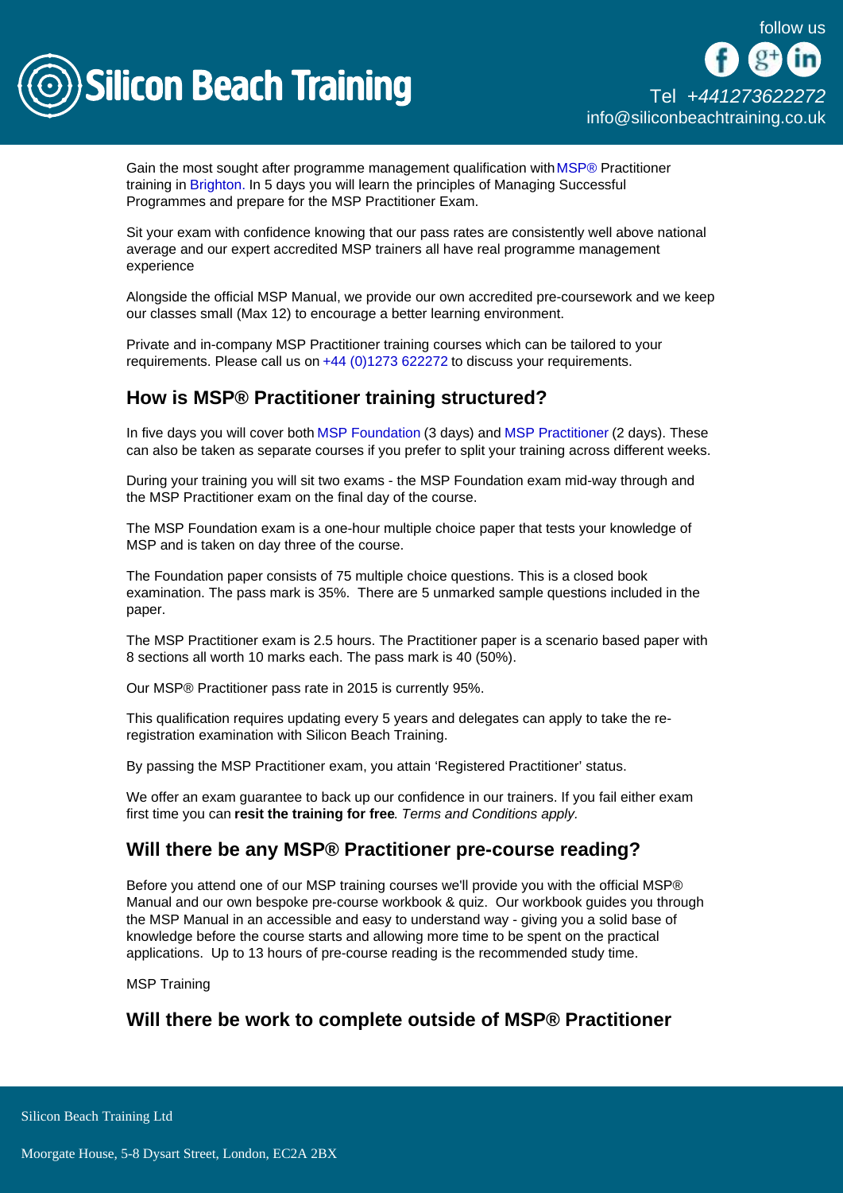Gain the most sought after programme management qualification with MSP® Practitioner training in Brighton. In 5 days you will learn the principles of Managing Successful Programmes and prepare for the MSP Practitioner Exam.

Sit your exam with confidence knowing that our pass rates are consistently well above national average and our expert accredited MSP trainers all have real programme management experience

Alongside the official MSP Manual, we provide our own accredited pre-coursework and we keep our classes small (Max 12) to encourage a better learning environment.

Private and in-company MSP Practitioner training courses which can be tailored to your requirements. Please call us on +44 (0)1273 622272 to discuss your requirements.

## How is MSP® Practitioner training structured?

In five days you will cover both MSP Foundation (3 days) and MSP Practitioner (2 days). These can also be taken as separate courses if you prefer to split your training across different weeks.

During your training you will sit two exams - the MSP Foundation exam mid-way through and the MSP Practitioner exam on the final day of the course.

The MSP Foundation exam is a one-hour multiple choice paper that tests your knowledge of MSP and is taken on day three of the course.

The Foundation paper consists of 75 multiple choice questions. This is a closed book examination. The pass mark is 35%. There are 5 unmarked sample questions included in the paper.

The MSP Practitioner exam is 2.5 hours. The Practitioner paper is a scenario based paper with 8 sections all worth 10 marks each. The pass mark is 40 (50%).

Our MSP® Practitioner pass rate in 2015 is currently 95%.

This qualification requires updating every 5 years and delegates can apply to take the re-registration examination with Silicon Beach Training.

By passing the MSP Practitioner exam, you attain 'Registered Practitioner' status.

We offer an exam guarantee to back up our confidence in our trainers. If you fail either exam first time you can **resit the training for free**. *Terms and Conditions apply.*

## Will there be any MSP® Practitioner pre-course reading?

Before you attend one of our MSP training courses we'll provide you with the official MSP® Manual and our own bespoke pre-course workbook & quiz. Our workbook guides you through the MSP Manual in an accessible and easy to understand way - giving you a solid base of knowledge before the course starts and allowing more time to be spent on the practical applications. Up to 13 hours of pre-course reading is the recommended study time.

MSP Training

## Will there be work to complete outside of MSP® Practitioner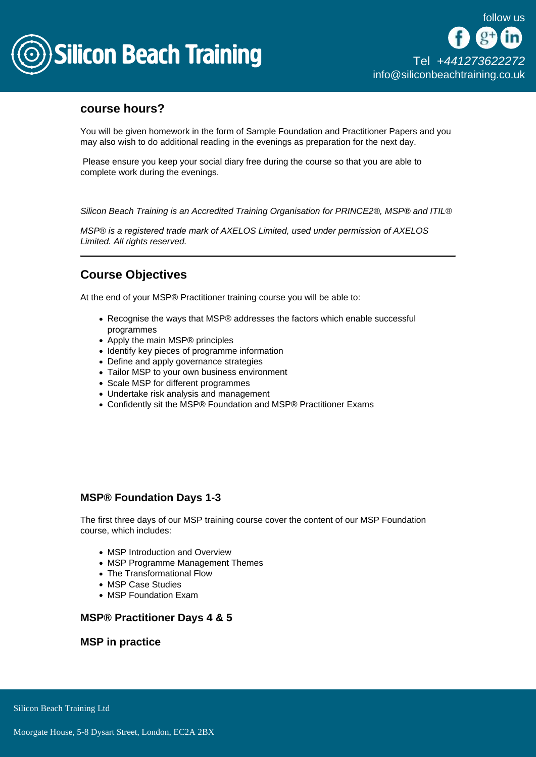## course hours?

You will be given homework in the form of Sample Foundation and Practitioner Papers and you may also wish to do additional reading in the evenings as preparation for the next day.

Please ensure you keep your social diary free during the course so that you are able to complete work during the evenings.

*Silicon Beach Training is an Accredited Training Organisation for PRINCE2®, MSP® and ITIL®*

*MSP® is a registered trade mark of AXELOS Limited, used under permission of AXELOS Limited. All rights reserved.*

---

## Course Objectives

At the end of your MSP® Practitioner training course you will be able to:

- Recognise the ways that MSP® addresses the factors which enable successful programmes
- Apply the main MSP® principles
- Identify key pieces of programme information
- Define and apply governance strategies
- Tailor MSP to your own business environment
- Scale MSP for different programmes
- Undertake risk analysis and management
- Confidently sit the MSP® Foundation and MSP® Practitioner Exams

### MSP® Foundation Days 1-3

The first three days of our MSP training course cover the content of our MSP Foundation course, which includes:

- MSP Introduction and Overview
- MSP Programme Management Themes
- The Transformational Flow
- MSP Case Studies
- MSP Foundation Exam

### MSP® Practitioner Days 4 & 5

### MSP in practice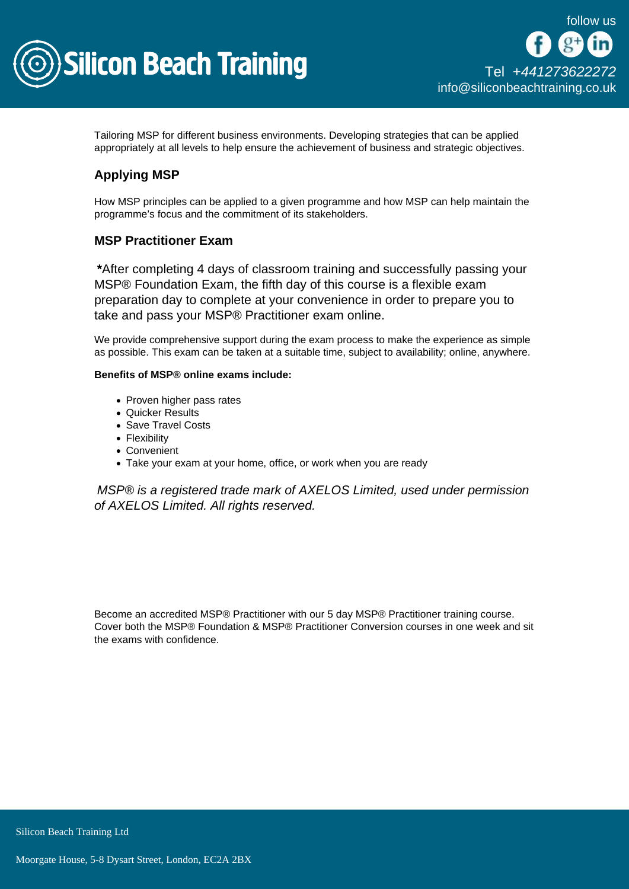Tailoring MSP for different business environments. Developing strategies that can be applied appropriately at all levels to help ensure the achievement of business and strategic objectives.

### Applying MSP

How MSP principles can be applied to a given programme and how MSP can help maintain the programme's focus and the commitment of its stakeholders.

### MSP Practitioner Exam

**\***After completing 4 days of classroom training and successfully passing your MSP® Foundation Exam, the fifth day of this course is a flexible exam preparation day to complete at your convenience in order to prepare you to take and pass your MSP® Practitioner exam online.

We provide comprehensive support during the exam process to make the experience as simple as possible. This exam can be taken at a suitable time, subject to availability; online, anywhere.

**Benefits of MSP® online exams include:**

- Proven higher pass rates
- Quicker Results
- Save Travel Costs
- Flexibility
- Convenient
- Take your exam at your home, office, or work when you are ready

*MSP® is a registered trade mark of AXELOS Limited, used under permission of AXELOS Limited. All rights reserved.*

Become an accredited MSP® Practitioner with our 5 day MSP® Practitioner training course. Cover both the MSP® Foundation & MSP® Practitioner Conversion courses in one week and sit the exams with confidence.